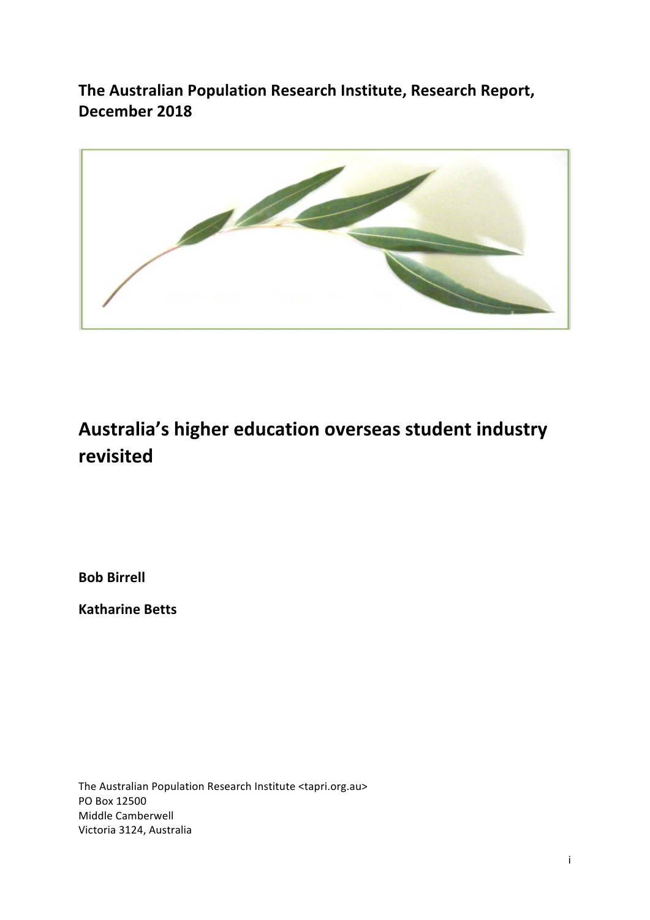**The Australian Population Research Institute, Research Report, December 2018**

# Australia's higher education overseas student industry revisited

**Bob Birrell**

**Katharine Betts**

The Australian Population Research Institute <tapri.org.au>
PO Box 12500
Middle Camberwell
Victoria 3124, Australia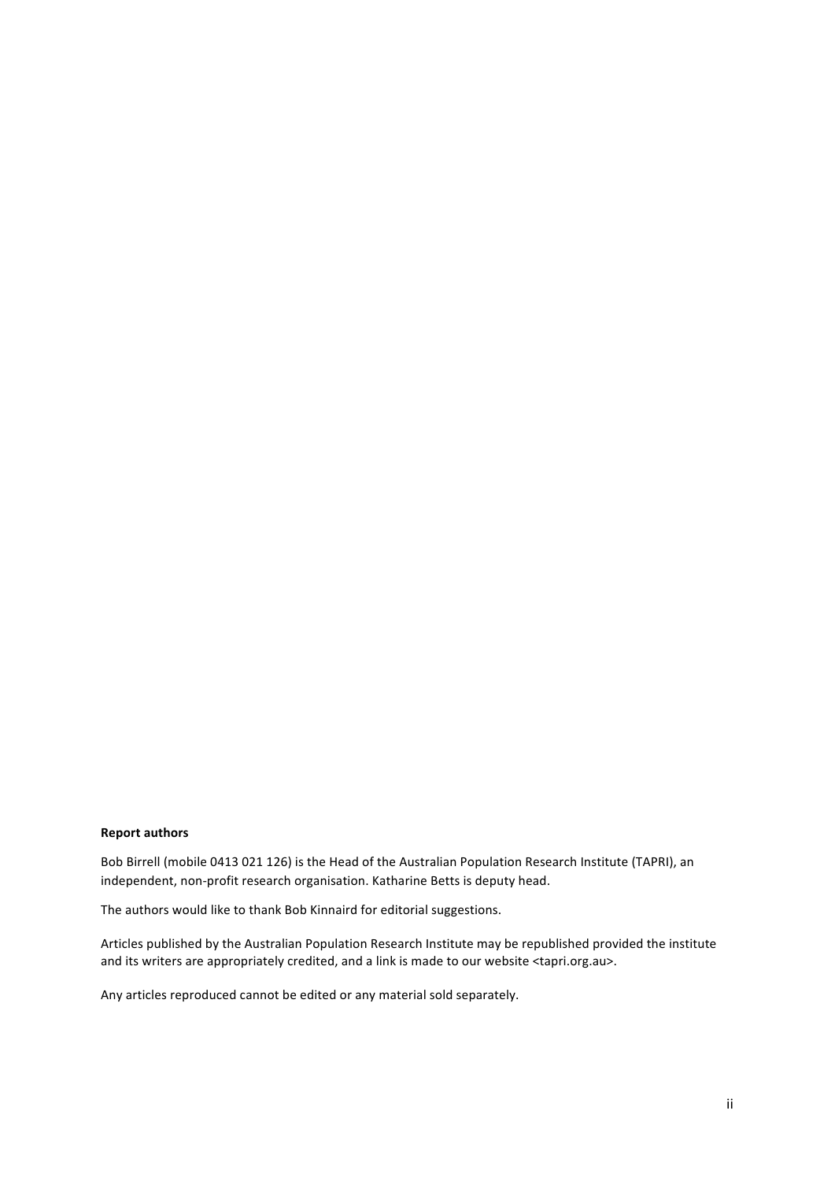**Report authors**

Bob Birrell (mobile 0413 021 126) is the Head of the Australian Population Research Institute (TAPRI), an independent, non-profit research organisation. Katharine Betts is deputy head.

The authors would like to thank Bob Kinnaird for editorial suggestions.

Articles published by the Australian Population Research Institute may be republished provided the institute and its writers are appropriately credited, and a link is made to our website <tapri.org.au>.

Any articles reproduced cannot be edited or any material sold separately.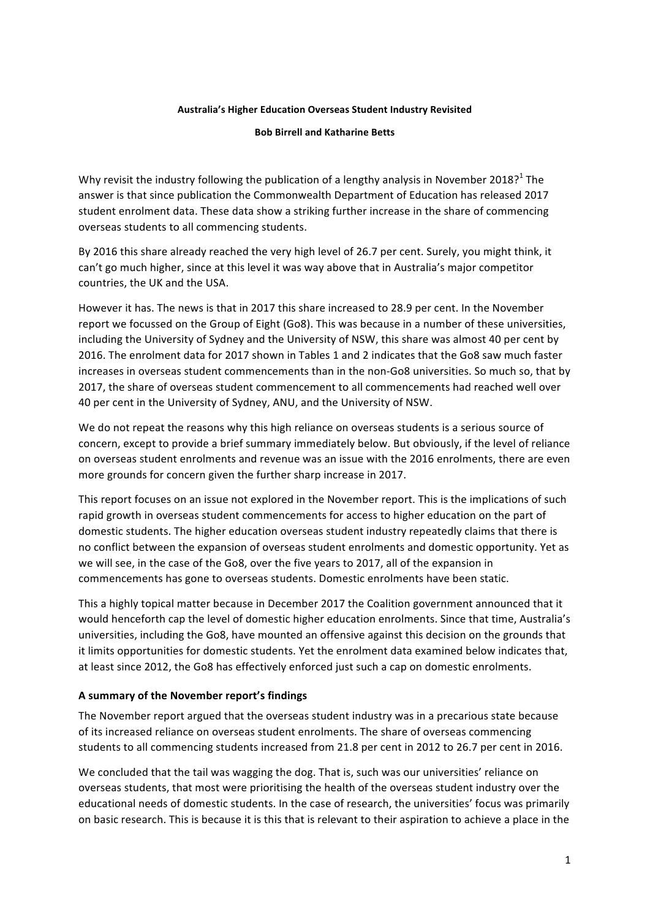**Australia's Higher Education Overseas Student Industry Revisited**

**Bob Birrell and Katharine Betts**

Why revisit the industry following the publication of a lengthy analysis in November 2018?[1] The answer is that since publication the Commonwealth Department of Education has released 2017 student enrolment data. These data show a striking further increase in the share of commencing overseas students to all commencing students.

By 2016 this share already reached the very high level of 26.7 per cent. Surely, you might think, it can't go much higher, since at this level it was way above that in Australia's major competitor countries, the UK and the USA.

However it has. The news is that in 2017 this share increased to 28.9 per cent. In the November report we focussed on the Group of Eight (Go8). This was because in a number of these universities, including the University of Sydney and the University of NSW, this share was almost 40 per cent by 2016. The enrolment data for 2017 shown in Tables 1 and 2 indicates that the Go8 saw much faster increases in overseas student commencements than in the non-Go8 universities. So much so, that by 2017, the share of overseas student commencement to all commencements had reached well over 40 per cent in the University of Sydney, ANU, and the University of NSW.

We do not repeat the reasons why this high reliance on overseas students is a serious source of concern, except to provide a brief summary immediately below. But obviously, if the level of reliance on overseas student enrolments and revenue was an issue with the 2016 enrolments, there are even more grounds for concern given the further sharp increase in 2017.

This report focuses on an issue not explored in the November report. This is the implications of such rapid growth in overseas student commencements for access to higher education on the part of domestic students. The higher education overseas student industry repeatedly claims that there is no conflict between the expansion of overseas student enrolments and domestic opportunity. Yet as we will see, in the case of the Go8, over the five years to 2017, all of the expansion in commencements has gone to overseas students. Domestic enrolments have been static.

This a highly topical matter because in December 2017 the Coalition government announced that it would henceforth cap the level of domestic higher education enrolments. Since that time, Australia's universities, including the Go8, have mounted an offensive against this decision on the grounds that it limits opportunities for domestic students. Yet the enrolment data examined below indicates that, at least since 2012, the Go8 has effectively enforced just such a cap on domestic enrolments.

### A summary of the November report's findings

The November report argued that the overseas student industry was in a precarious state because of its increased reliance on overseas student enrolments. The share of overseas commencing students to all commencing students increased from 21.8 per cent in 2012 to 26.7 per cent in 2016.

We concluded that the tail was wagging the dog. That is, such was our universities' reliance on overseas students, that most were prioritising the health of the overseas student industry over the educational needs of domestic students. In the case of research, the universities' focus was primarily on basic research. This is because it is this that is relevant to their aspiration to achieve a place in the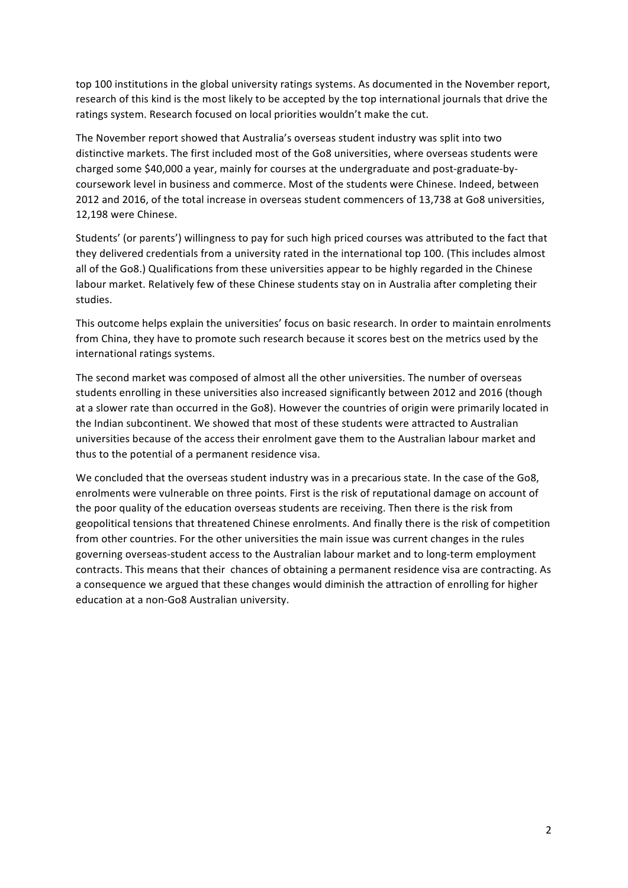top 100 institutions in the global university ratings systems. As documented in the November report, research of this kind is the most likely to be accepted by the top international journals that drive the ratings system. Research focused on local priorities wouldn't make the cut.

The November report showed that Australia's overseas student industry was split into two distinctive markets. The first included most of the Go8 universities, where overseas students were charged some $40,000 a year, mainly for courses at the undergraduate and post-graduate-by-coursework level in business and commerce. Most of the students were Chinese. Indeed, between 2012 and 2016, of the total increase in overseas student commencers of 13,738 at Go8 universities, 12,198 were Chinese.

Students' (or parents') willingness to pay for such high priced courses was attributed to the fact that they delivered credentials from a university rated in the international top 100. (This includes almost all of the Go8.) Qualifications from these universities appear to be highly regarded in the Chinese labour market. Relatively few of these Chinese students stay on in Australia after completing their studies.

This outcome helps explain the universities' focus on basic research. In order to maintain enrolments from China, they have to promote such research because it scores best on the metrics used by the international ratings systems.

The second market was composed of almost all the other universities. The number of overseas students enrolling in these universities also increased significantly between 2012 and 2016 (though at a slower rate than occurred in the Go8). However the countries of origin were primarily located in the Indian subcontinent. We showed that most of these students were attracted to Australian universities because of the access their enrolment gave them to the Australian labour market and thus to the potential of a permanent residence visa.

We concluded that the overseas student industry was in a precarious state. In the case of the Go8, enrolments were vulnerable on three points. First is the risk of reputational damage on account of the poor quality of the education overseas students are receiving. Then there is the risk from geopolitical tensions that threatened Chinese enrolments. And finally there is the risk of competition from other countries. For the other universities the main issue was current changes in the rules governing overseas-student access to the Australian labour market and to long-term employment contracts. This means that their chances of obtaining a permanent residence visa are contracting. As a consequence we argued that these changes would diminish the attraction of enrolling for higher education at a non-Go8 Australian university.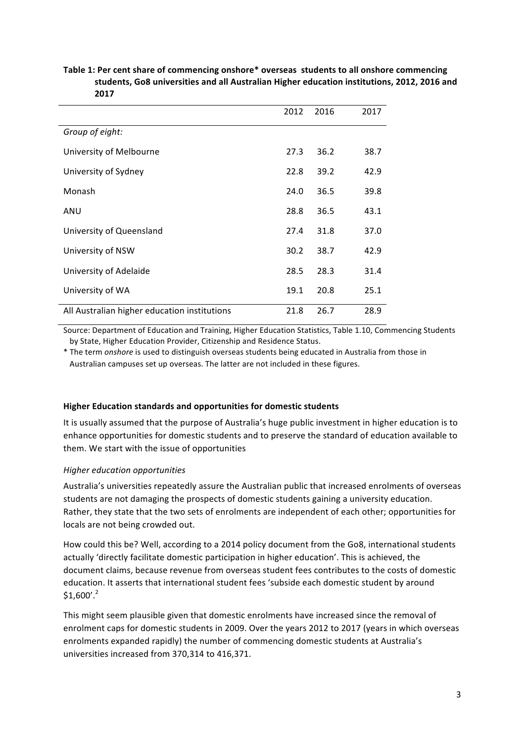**Table 1: Per cent share of commencing onshore* overseas students to all onshore commencing students, Go8 universities and all Australian Higher education institutions, 2012, 2016 and 2017**

| | 2012 | 2016 | 2017 |
|---|---|---|---|
| *Group of eight:* | | | |
| University of Melbourne | 27.3 | 36.2 | 38.7 |
| University of Sydney | 22.8 | 39.2 | 42.9 |
| Monash | 24.0 | 36.5 | 39.8 |
| ANU | 28.8 | 36.5 | 43.1 |
| University of Queensland | 27.4 | 31.8 | 37.0 |
| University of NSW | 30.2 | 38.7 | 42.9 |
| University of Adelaide | 28.5 | 28.3 | 31.4 |
| University of WA | 19.1 | 20.8 | 25.1 |
| All Australian higher education institutions | 21.8 | 26.7 | 28.9 |

Source: Department of Education and Training, Higher Education Statistics, Table 1.10, Commencing Students by State, Higher Education Provider, Citizenship and Residence Status.

* The term *onshore* is used to distinguish overseas students being educated in Australia from those in Australian campuses set up overseas. The latter are not included in these figures.

**Higher Education standards and opportunities for domestic students**

It is usually assumed that the purpose of Australia's huge public investment in higher education is to enhance opportunities for domestic students and to preserve the standard of education available to them. We start with the issue of opportunities

*Higher education opportunities*

Australia's universities repeatedly assure the Australian public that increased enrolments of overseas students are not damaging the prospects of domestic students gaining a university education. Rather, they state that the two sets of enrolments are independent of each other; opportunities for locals are not being crowded out.

How could this be? Well, according to a 2014 policy document from the Go8, international students actually 'directly facilitate domestic participation in higher education'. This is achieved, the document claims, because revenue from overseas student fees contributes to the costs of domestic education. It asserts that international student fees 'subside each domestic student by around $1,600'.[2]

This might seem plausible given that domestic enrolments have increased since the removal of enrolment caps for domestic students in 2009. Over the years 2012 to 2017 (years in which overseas enrolments expanded rapidly) the number of commencing domestic students at Australia's universities increased from 370,314 to 416,371.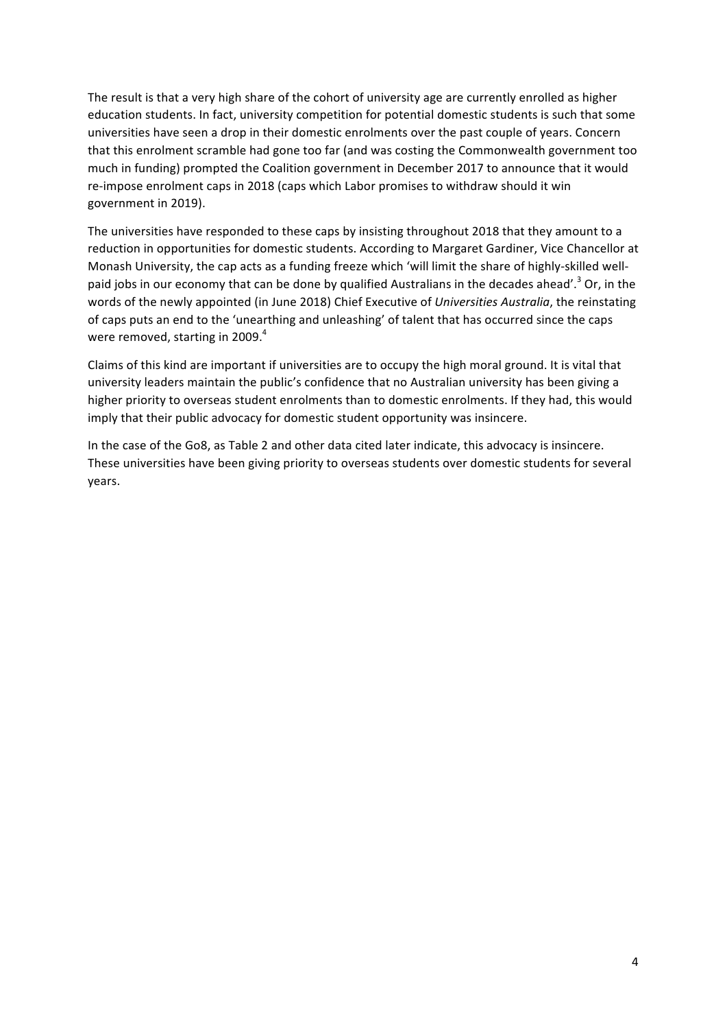The result is that a very high share of the cohort of university age are currently enrolled as higher education students. In fact, university competition for potential domestic students is such that some universities have seen a drop in their domestic enrolments over the past couple of years. Concern that this enrolment scramble had gone too far (and was costing the Commonwealth government too much in funding) prompted the Coalition government in December 2017 to announce that it would re-impose enrolment caps in 2018 (caps which Labor promises to withdraw should it win government in 2019).

The universities have responded to these caps by insisting throughout 2018 that they amount to a reduction in opportunities for domestic students. According to Margaret Gardiner, Vice Chancellor at Monash University, the cap acts as a funding freeze which 'will limit the share of highly-skilled well-paid jobs in our economy that can be done by qualified Australians in the decades ahead'.[3] Or, in the words of the newly appointed (in June 2018) Chief Executive of *Universities Australia*, the reinstating of caps puts an end to the 'unearthing and unleashing' of talent that has occurred since the caps were removed, starting in 2009.[4]

Claims of this kind are important if universities are to occupy the high moral ground. It is vital that university leaders maintain the public's confidence that no Australian university has been giving a higher priority to overseas student enrolments than to domestic enrolments. If they had, this would imply that their public advocacy for domestic student opportunity was insincere.

In the case of the Go8, as Table 2 and other data cited later indicate, this advocacy is insincere. These universities have been giving priority to overseas students over domestic students for several years.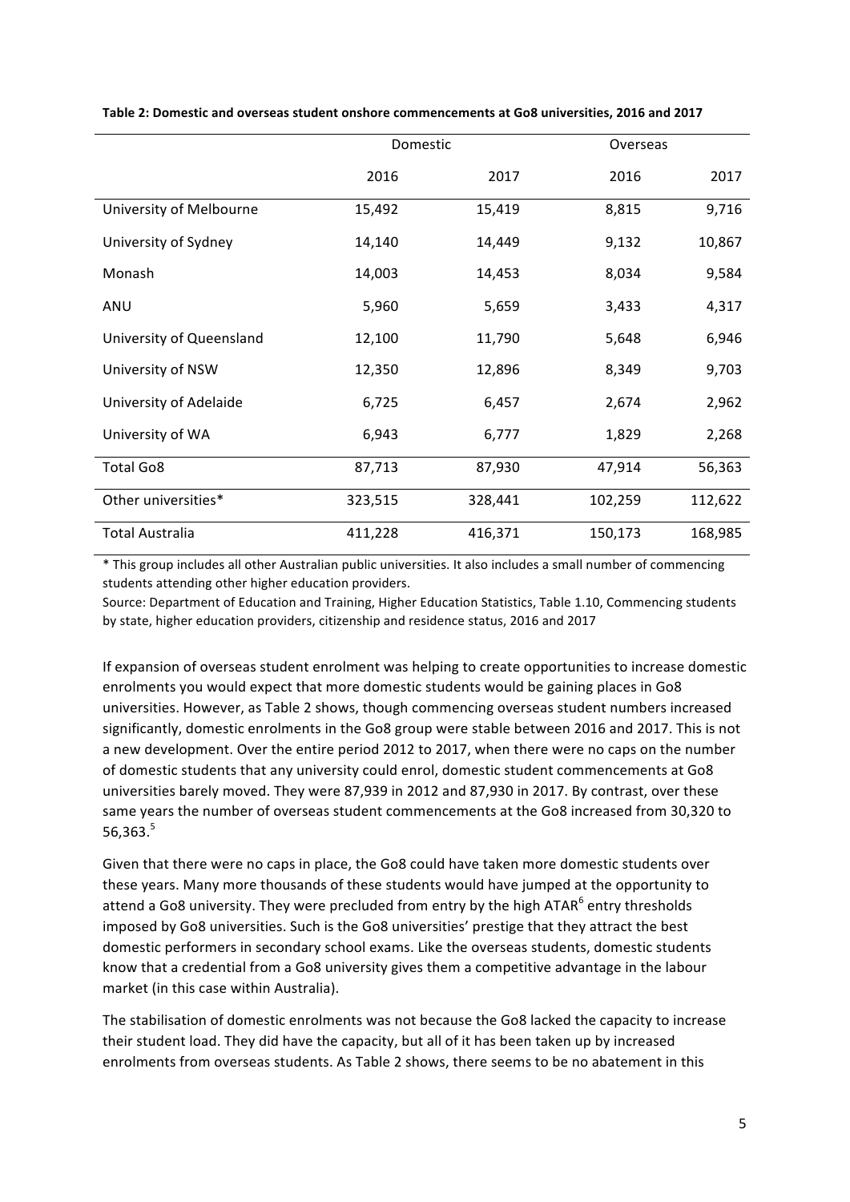**Table 2: Domestic and overseas student onshore commencements at Go8 universities, 2016 and 2017**

| | Domestic | | Overseas | |
|---|---|---|---|---|
| | 2016 | 2017 | 2016 | 2017 |
| University of Melbourne | 15,492 | 15,419 | 8,815 | 9,716 |
| University of Sydney | 14,140 | 14,449 | 9,132 | 10,867 |
| Monash | 14,003 | 14,453 | 8,034 | 9,584 |
| ANU | 5,960 | 5,659 | 3,433 | 4,317 |
| University of Queensland | 12,100 | 11,790 | 5,648 | 6,946 |
| University of NSW | 12,350 | 12,896 | 8,349 | 9,703 |
| University of Adelaide | 6,725 | 6,457 | 2,674 | 2,962 |
| University of WA | 6,943 | 6,777 | 1,829 | 2,268 |
| Total Go8 | 87,713 | 87,930 | 47,914 | 56,363 |
| Other universities* | 323,515 | 328,441 | 102,259 | 112,622 |
| Total Australia | 411,228 | 416,371 | 150,173 | 168,985 |

* This group includes all other Australian public universities. It also includes a small number of commencing students attending other higher education providers.

Source: Department of Education and Training, Higher Education Statistics, Table 1.10, Commencing students by state, higher education providers, citizenship and residence status, 2016 and 2017

If expansion of overseas student enrolment was helping to create opportunities to increase domestic enrolments you would expect that more domestic students would be gaining places in Go8 universities. However, as Table 2 shows, though commencing overseas student numbers increased significantly, domestic enrolments in the Go8 group were stable between 2016 and 2017. This is not a new development. Over the entire period 2012 to 2017, when there were no caps on the number of domestic students that any university could enrol, domestic student commencements at Go8 universities barely moved. They were 87,939 in 2012 and 87,930 in 2017. By contrast, over these same years the number of overseas student commencements at the Go8 increased from 30,320 to 56,363.[5]

Given that there were no caps in place, the Go8 could have taken more domestic students over these years. Many more thousands of these students would have jumped at the opportunity to attend a Go8 university. They were precluded from entry by the high ATAR[6] entry thresholds imposed by Go8 universities. Such is the Go8 universities' prestige that they attract the best domestic performers in secondary school exams. Like the overseas students, domestic students know that a credential from a Go8 university gives them a competitive advantage in the labour market (in this case within Australia).

The stabilisation of domestic enrolments was not because the Go8 lacked the capacity to increase their student load. They did have the capacity, but all of it has been taken up by increased enrolments from overseas students. As Table 2 shows, there seems to be no abatement in this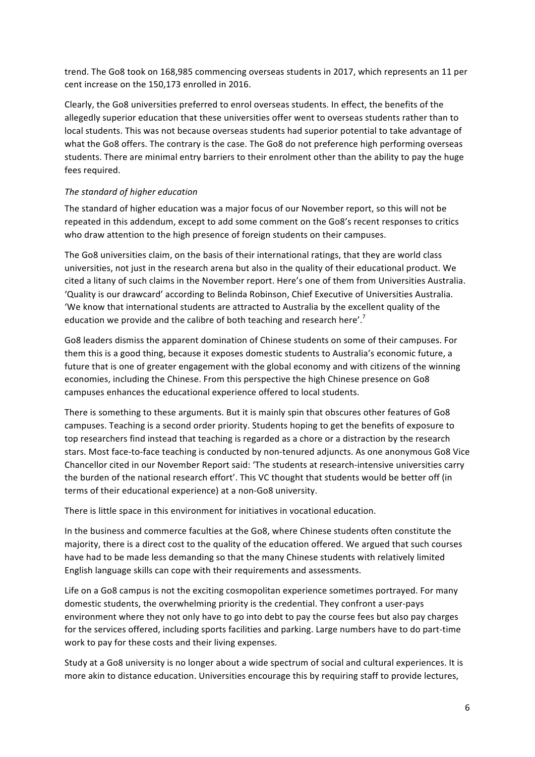trend. The Go8 took on 168,985 commencing overseas students in 2017, which represents an 11 per cent increase on the 150,173 enrolled in 2016.

Clearly, the Go8 universities preferred to enrol overseas students. In effect, the benefits of the allegedly superior education that these universities offer went to overseas students rather than to local students. This was not because overseas students had superior potential to take advantage of what the Go8 offers. The contrary is the case. The Go8 do not preference high performing overseas students. There are minimal entry barriers to their enrolment other than the ability to pay the huge fees required.

*The standard of higher education*

The standard of higher education was a major focus of our November report, so this will not be repeated in this addendum, except to add some comment on the Go8's recent responses to critics who draw attention to the high presence of foreign students on their campuses.

The Go8 universities claim, on the basis of their international ratings, that they are world class universities, not just in the research arena but also in the quality of their educational product. We cited a litany of such claims in the November report. Here's one of them from Universities Australia. 'Quality is our drawcard' according to Belinda Robinson, Chief Executive of Universities Australia. 'We know that international students are attracted to Australia by the excellent quality of the education we provide and the calibre of both teaching and research here'.[7]

Go8 leaders dismiss the apparent domination of Chinese students on some of their campuses. For them this is a good thing, because it exposes domestic students to Australia's economic future, a future that is one of greater engagement with the global economy and with citizens of the winning economies, including the Chinese. From this perspective the high Chinese presence on Go8 campuses enhances the educational experience offered to local students.

There is something to these arguments. But it is mainly spin that obscures other features of Go8 campuses. Teaching is a second order priority. Students hoping to get the benefits of exposure to top researchers find instead that teaching is regarded as a chore or a distraction by the research stars. Most face-to-face teaching is conducted by non-tenured adjuncts. As one anonymous Go8 Vice Chancellor cited in our November Report said: 'The students at research-intensive universities carry the burden of the national research effort'. This VC thought that students would be better off (in terms of their educational experience) at a non-Go8 university.

There is little space in this environment for initiatives in vocational education.

In the business and commerce faculties at the Go8, where Chinese students often constitute the majority, there is a direct cost to the quality of the education offered. We argued that such courses have had to be made less demanding so that the many Chinese students with relatively limited English language skills can cope with their requirements and assessments.

Life on a Go8 campus is not the exciting cosmopolitan experience sometimes portrayed. For many domestic students, the overwhelming priority is the credential. They confront a user-pays environment where they not only have to go into debt to pay the course fees but also pay charges for the services offered, including sports facilities and parking. Large numbers have to do part-time work to pay for these costs and their living expenses.

Study at a Go8 university is no longer about a wide spectrum of social and cultural experiences. It is more akin to distance education. Universities encourage this by requiring staff to provide lectures,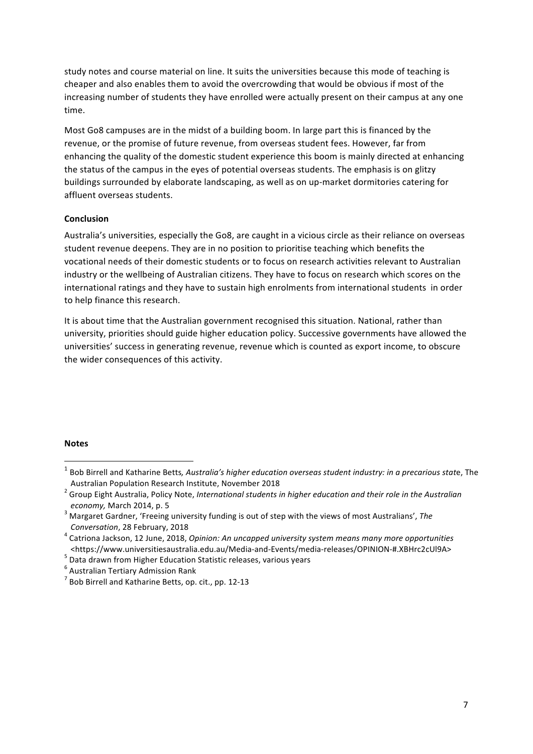study notes and course material on line. It suits the universities because this mode of teaching is cheaper and also enables them to avoid the overcrowding that would be obvious if most of the increasing number of students they have enrolled were actually present on their campus at any one time.

Most Go8 campuses are in the midst of a building boom. In large part this is financed by the revenue, or the promise of future revenue, from overseas student fees. However, far from enhancing the quality of the domestic student experience this boom is mainly directed at enhancing the status of the campus in the eyes of potential overseas students. The emphasis is on glitzy buildings surrounded by elaborate landscaping, as well as on up-market dormitories catering for affluent overseas students.

**Conclusion**

Australia's universities, especially the Go8, are caught in a vicious circle as their reliance on overseas student revenue deepens. They are in no position to prioritise teaching which benefits the vocational needs of their domestic students or to focus on research activities relevant to Australian industry or the wellbeing of Australian citizens. They have to focus on research which scores on the international ratings and they have to sustain high enrolments from international students in order to help finance this research.

It is about time that the Australian government recognised this situation. National, rather than university, priorities should guide higher education policy. Successive governments have allowed the universities' success in generating revenue, revenue which is counted as export income, to obscure the wider consequences of this activity.

**Notes**

[1] Bob Birrell and Katharine Betts*, Australia's higher education overseas student industry: in a precarious stat*e, The Australian Population Research Institute, November 2018

[2] Group Eight Australia, Policy Note, *International students in higher education and their role in the Australian economy,* March 2014, p. 5

[3] Margaret Gardner, 'Freeing university funding is out of step with the views of most Australians', *The Conversation*, 28 February, 2018

[4] Catriona Jackson, 12 June, 2018, *Opinion: An uncapped university system means many more opportunities* <https://www.universitiesaustralia.edu.au/Media-and-Events/media-releases/OPINION-#.XBHrc2cUl9A>

[5] Data drawn from Higher Education Statistic releases, various years

[6] Australian Tertiary Admission Rank

[7] Bob Birrell and Katharine Betts, op. cit., pp. 12-13